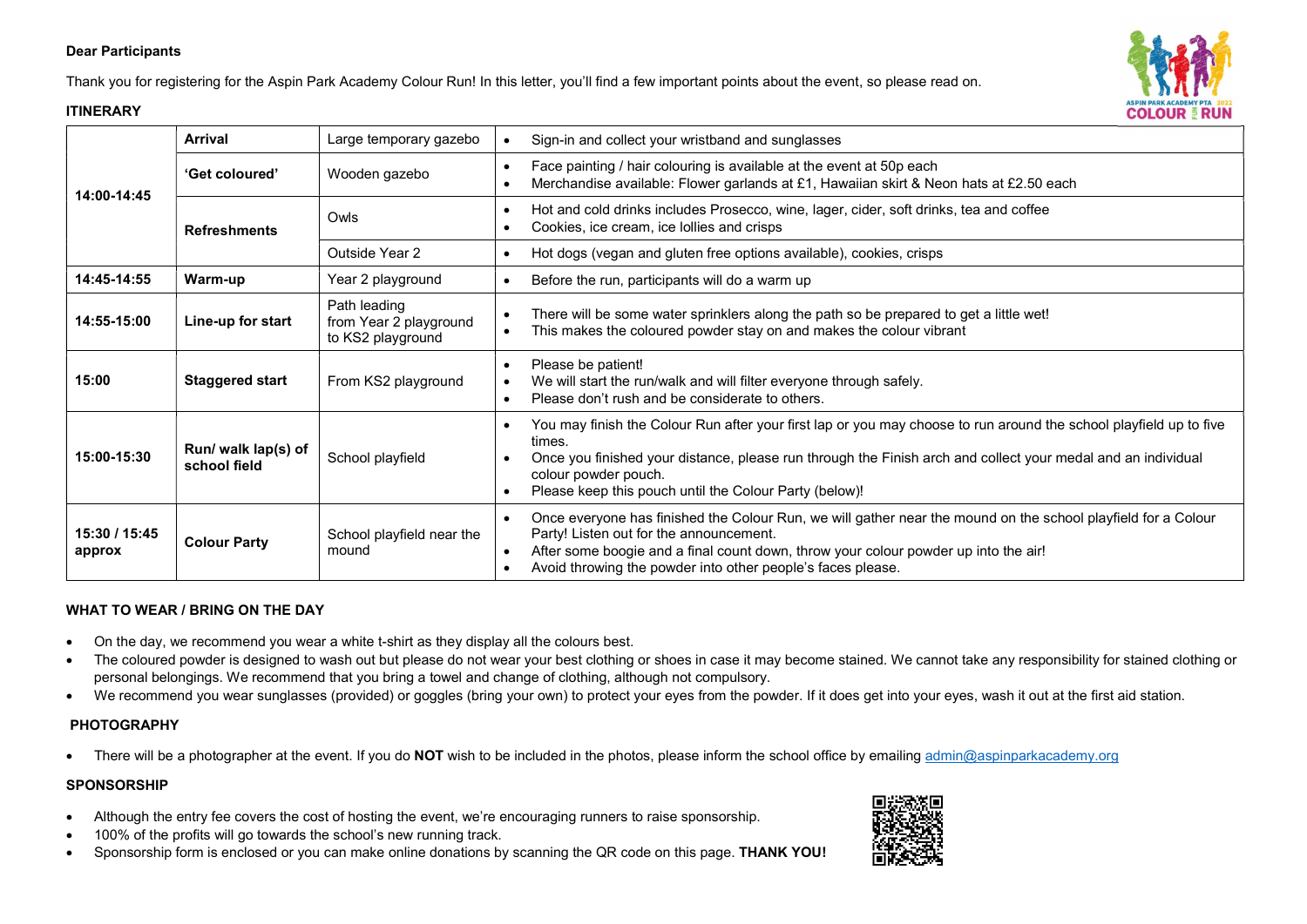**Dear Participants**

Thank you for registering for the Aspin Park Academy Colour Run! In this letter, you'll find a few important points about the event, so please read on.

**ITINERARY**

| | | | |
|---|---|---|---|
| **14:00-14:45** | **Arrival** | Large temporary gazebo | • Sign-in and collect your wristband and sunglasses |
| | **'Get coloured'** | Wooden gazebo | • Face painting / hair colouring is available at the event at 50p each<br>• Merchandise available: Flower garlands at £1, Hawaiian skirt & Neon hats at £2.50 each |
| | **Refreshments** | Owls | • Hot and cold drinks includes Prosecco, wine, lager, cider, soft drinks, tea and coffee<br>• Cookies, ice cream, ice lollies and crisps |
| | | Outside Year 2 | • Hot dogs (vegan and gluten free options available), cookies, crisps |
| **14:45-14:55** | **Warm-up** | Year 2 playground | • Before the run, participants will do a warm up |
| **14:55-15:00** | **Line-up for start** | Path leading from Year 2 playground to KS2 playground | • There will be some water sprinklers along the path so be prepared to get a little wet!<br>• This makes the coloured powder stay on and makes the colour vibrant |
| **15:00** | **Staggered start** | From KS2 playground | • Please be patient!<br>• We will start the run/walk and will filter everyone through safely.<br>• Please don't rush and be considerate to others. |
| **15:00-15:30** | **Run/ walk lap(s) of school field** | School playfield | • You may finish the Colour Run after your first lap or you may choose to run around the school playfield up to five times.<br>• Once you finished your distance, please run through the Finish arch and collect your medal and an individual colour powder pouch.<br>• Please keep this pouch until the Colour Party (below)! |
| **15:30 / 15:45 approx** | **Colour Party** | School playfield near the mound | • Once everyone has finished the Colour Run, we will gather near the mound on the school playfield for a Colour Party! Listen out for the announcement.<br>• After some boogie and a final count down, throw your colour powder up into the air!<br>• Avoid throwing the powder into other people's faces please. |

**WHAT TO WEAR / BRING ON THE DAY**

- On the day, we recommend you wear a white t-shirt as they display all the colours best.
- The coloured powder is designed to wash out but please do not wear your best clothing or shoes in case it may become stained. We cannot take any responsibility for stained clothing or personal belongings. We recommend that you bring a towel and change of clothing, although not compulsory.
- We recommend you wear sunglasses (provided) or goggles (bring your own) to protect your eyes from the powder. If it does get into your eyes, wash it out at the first aid station.

**PHOTOGRAPHY**

- There will be a photographer at the event. If you do **NOT** wish to be included in the photos, please inform the school office by emailing admin@aspinparkacademy.org

**SPONSORSHIP**

- Although the entry fee covers the cost of hosting the event, we're encouraging runners to raise sponsorship.
- 100% of the profits will go towards the school's new running track.
- Sponsorship form is enclosed or you can make online donations by scanning the QR code on this page. **THANK YOU!**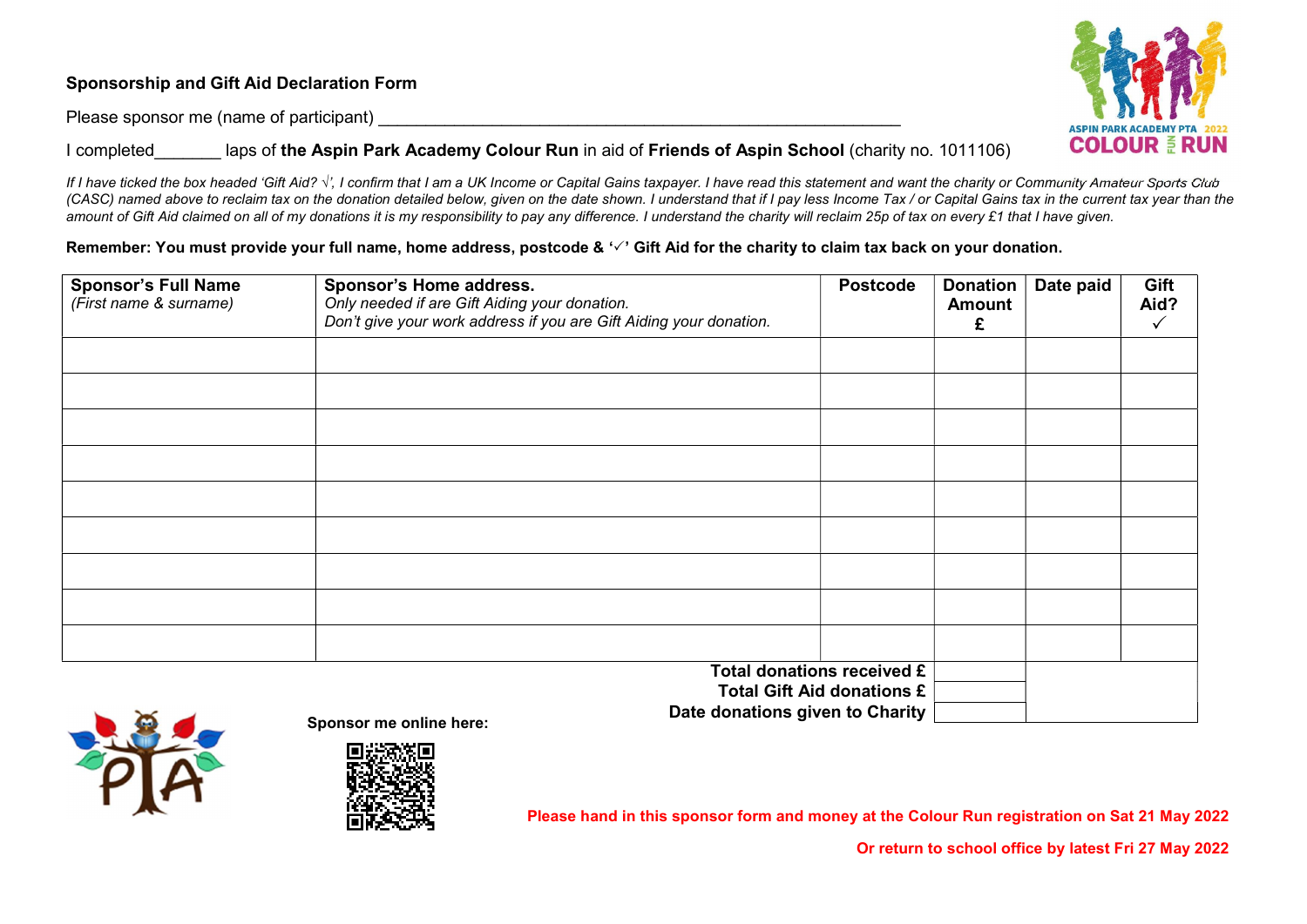**Sponsorship and Gift Aid Declaration Form**

Please sponsor me (name of participant) ___________________________________________________________

I completed_______ laps of **the Aspin Park Academy Colour Run** in aid of **Friends of Aspin School** (charity no. 1011106)

ASPIN PARK ACADEMY PTA 2022 COLOUR FUN RUN

*If I have ticked the box headed 'Gift Aid? √', I confirm that I am a UK Income or Capital Gains taxpayer. I have read this statement and want the charity or Community Amateur Sports Club (CASC) named above to reclaim tax on the donation detailed below, given on the date shown. I understand that if I pay less Income Tax / or Capital Gains tax in the current tax year than the amount of Gift Aid claimed on all of my donations it is my responsibility to pay any difference. I understand the charity will reclaim 25p of tax on every £1 that I have given.*

**Remember: You must provide your full name, home address, postcode & '✓' Gift Aid for the charity to claim tax back on your donation.**

| **Sponsor's Full Name** *(First name & surname)* | **Sponsor's Home address.** *Only needed if are Gift Aiding your donation. Don't give your work address if you are Gift Aiding your donation.* | **Postcode** | **Donation Amount £** | **Date paid** | **Gift Aid? ✓** |
|---|---|---|---|---|---|
| | | | | | |
| | | | | | |
| | | | | | |
| | | | | | |
| | | | | | |
| | | | | | |
| | | | | | |
| | | | | | |
| | | | | | |
| | | **Total donations received £** | | | |
| | | **Total Gift Aid donations £** | | | |
| | | **Date donations given to Charity** | | | |

**Sponsor me online here:**

**Please hand in this sponsor form and money at the Colour Run registration on Sat 21 May 2022**

**Or return to school office by latest Fri 27 May 2022**